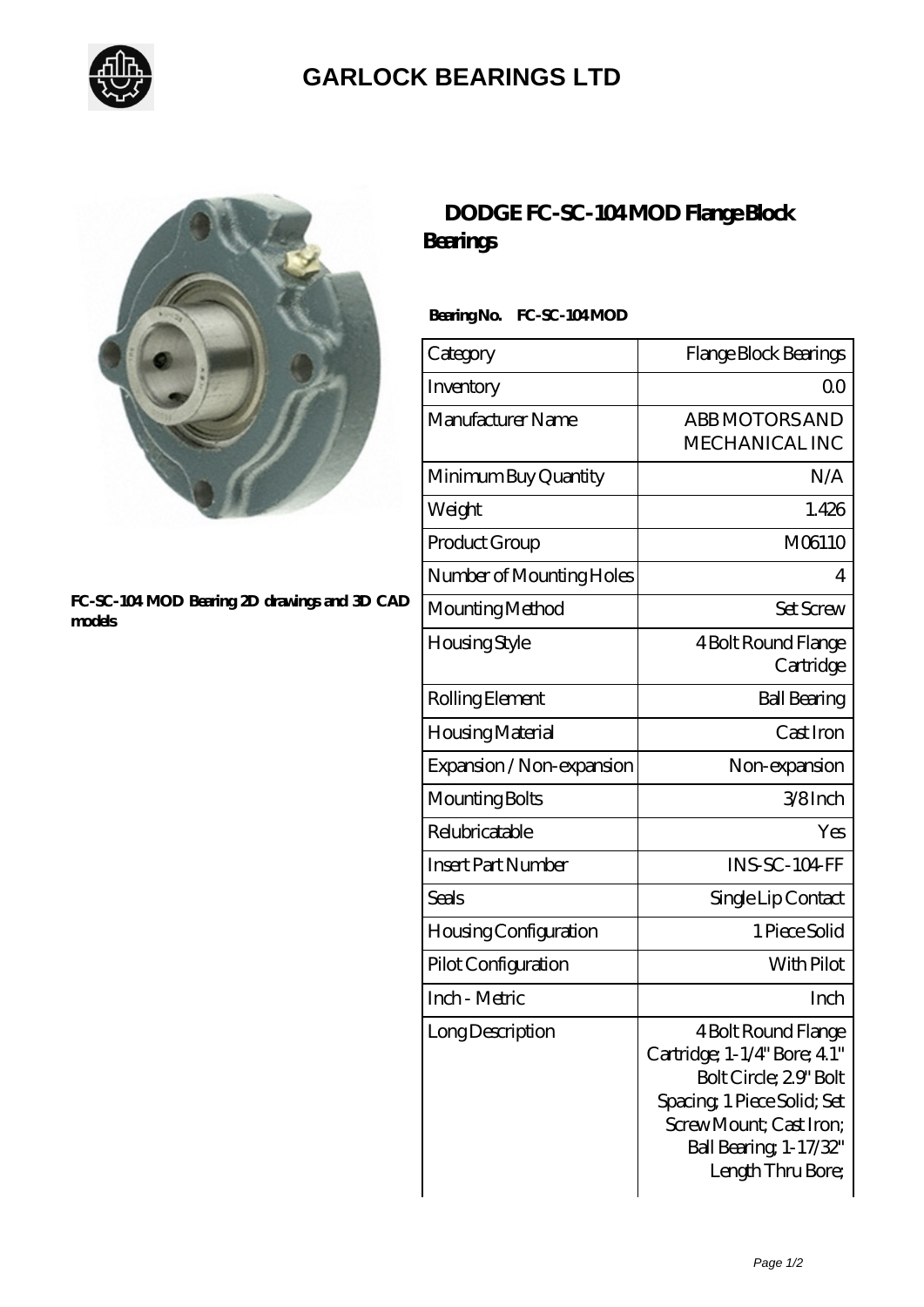# GARLOCK BEARINGS LTD

FC-SC-104 MOD Bearing 2D drawings and 3D CAD models

## DODGE FC-SC-104 MOD Flange Block Bearings

**Bearing No. FC-SC-104 MOD**

| Category | Flange Block Bearings |
|---|---|
| Inventory | 0.0 |
| Manufacturer Name | ABB MOTORS AND MECHANICAL INC |
| Minimum Buy Quantity | N/A |
| Weight | 1.426 |
| Product Group | M06110 |
| Number of Mounting Holes | 4 |
| Mounting Method | Set Screw |
| Housing Style | 4 Bolt Round Flange Cartridge |
| Rolling Element | Ball Bearing |
| Housing Material | Cast Iron |
| Expansion / Non-expansion | Non-expansion |
| Mounting Bolts | 3/8 Inch |
| Relubricatable | Yes |
| Insert Part Number | INS-SC-104-FF |
| Seals | Single Lip Contact |
| Housing Configuration | 1 Piece Solid |
| Pilot Configuration | With Pilot |
| Inch - Metric | Inch |
| Long Description | 4 Bolt Round Flange Cartridge; 1-1/4" Bore; 4.1" Bolt Circle; 2.9" Bolt Spacing; 1 Piece Solid; Set Screw Mount; Cast Iron; Ball Bearing; 1-17/32" Length Thru Bore; |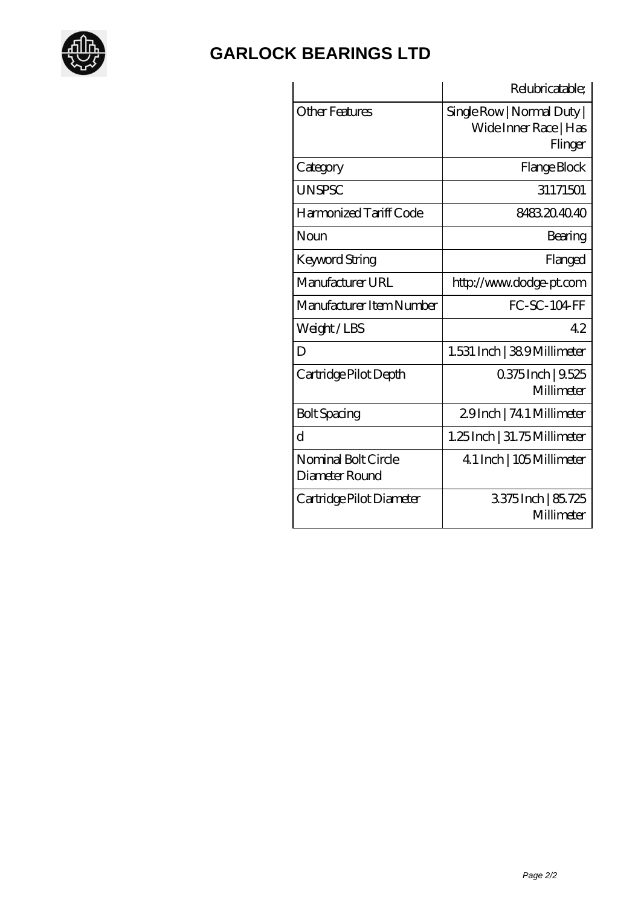# GARLOCK BEARINGS LTD

| | |
|---|---|
| | Relubricatable; |
| Other Features | Single Row \| Normal Duty \| Wide Inner Race \| Has Flinger |
| Category | Flange Block |
| UNSPSC | 31171501 |
| Harmonized Tariff Code | 8483.20.40.40 |
| Noun | Bearing |
| Keyword String | Flanged |
| Manufacturer URL | http://www.dodge-pt.com |
| Manufacturer Item Number | FC-SC-104-FF |
| Weight / LBS | 4.2 |
| D | 1.531 Inch \| 38.9 Millimeter |
| Cartridge Pilot Depth | 0.375 Inch \| 9.525 Millimeter |
| Bolt Spacing | 2.9 Inch \| 74.1 Millimeter |
| d | 1.25 Inch \| 31.75 Millimeter |
| Nominal Bolt Circle Diameter Round | 4.1 Inch \| 105 Millimeter |
| Cartridge Pilot Diameter | 3.375 Inch \| 85.725 Millimeter |